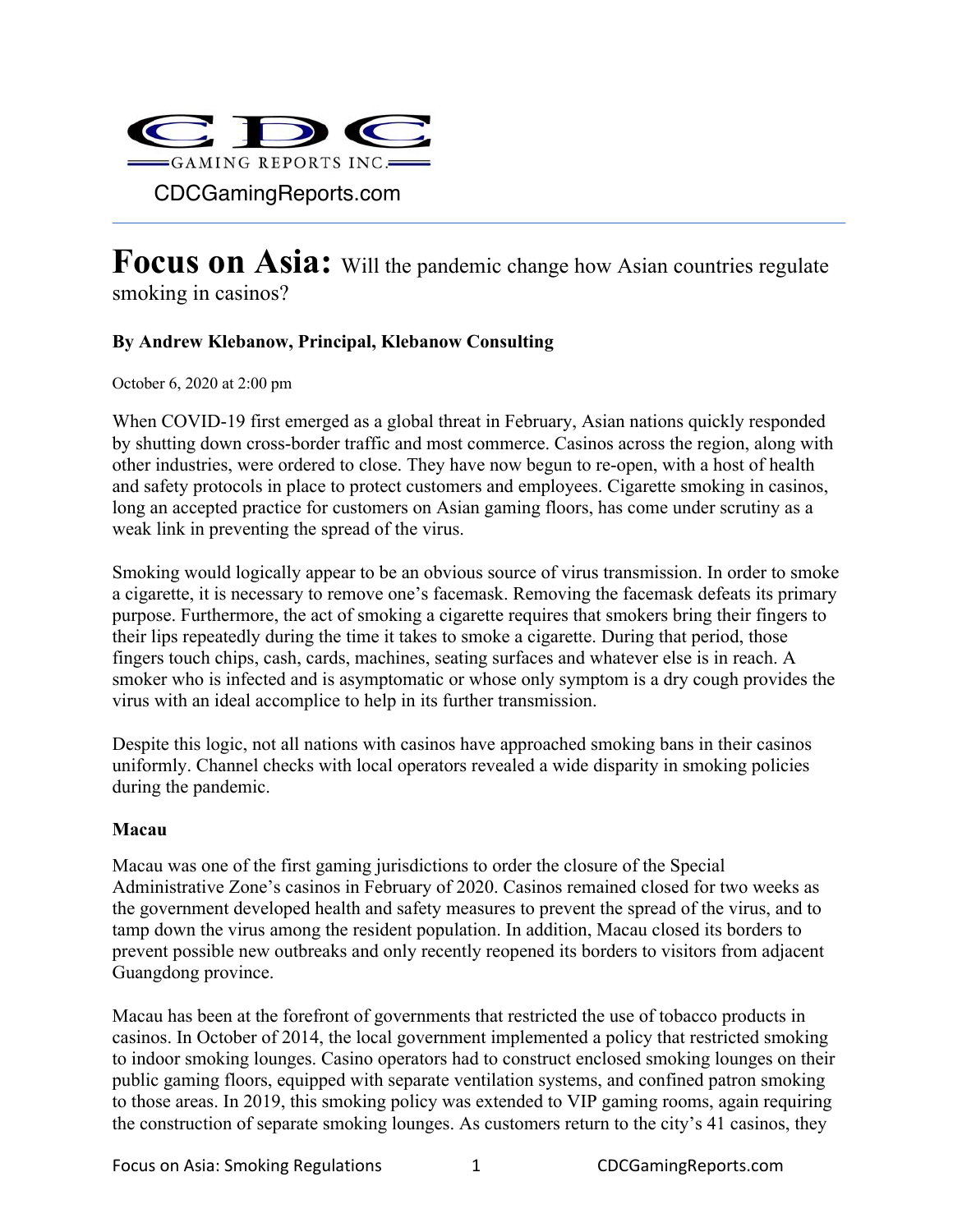CDC GAMING REPORTS INC.

CDCGamingReports.com

# Focus on Asia: Will the pandemic change how Asian countries regulate smoking in casinos?

**By Andrew Klebanow, Principal, Klebanow Consulting**

October 6, 2020 at 2:00 pm

When COVID-19 first emerged as a global threat in February, Asian nations quickly responded by shutting down cross-border traffic and most commerce. Casinos across the region, along with other industries, were ordered to close. They have now begun to re-open, with a host of health and safety protocols in place to protect customers and employees. Cigarette smoking in casinos, long an accepted practice for customers on Asian gaming floors, has come under scrutiny as a weak link in preventing the spread of the virus.

Smoking would logically appear to be an obvious source of virus transmission. In order to smoke a cigarette, it is necessary to remove one's facemask. Removing the facemask defeats its primary purpose. Furthermore, the act of smoking a cigarette requires that smokers bring their fingers to their lips repeatedly during the time it takes to smoke a cigarette. During that period, those fingers touch chips, cash, cards, machines, seating surfaces and whatever else is in reach. A smoker who is infected and is asymptomatic or whose only symptom is a dry cough provides the virus with an ideal accomplice to help in its further transmission.

Despite this logic, not all nations with casinos have approached smoking bans in their casinos uniformly. Channel checks with local operators revealed a wide disparity in smoking policies during the pandemic.

**Macau**

Macau was one of the first gaming jurisdictions to order the closure of the Special Administrative Zone's casinos in February of 2020. Casinos remained closed for two weeks as the government developed health and safety measures to prevent the spread of the virus, and to tamp down the virus among the resident population. In addition, Macau closed its borders to prevent possible new outbreaks and only recently reopened its borders to visitors from adjacent Guangdong province.

Macau has been at the forefront of governments that restricted the use of tobacco products in casinos. In October of 2014, the local government implemented a policy that restricted smoking to indoor smoking lounges. Casino operators had to construct enclosed smoking lounges on their public gaming floors, equipped with separate ventilation systems, and confined patron smoking to those areas. In 2019, this smoking policy was extended to VIP gaming rooms, again requiring the construction of separate smoking lounges. As customers return to the city's 41 casinos, they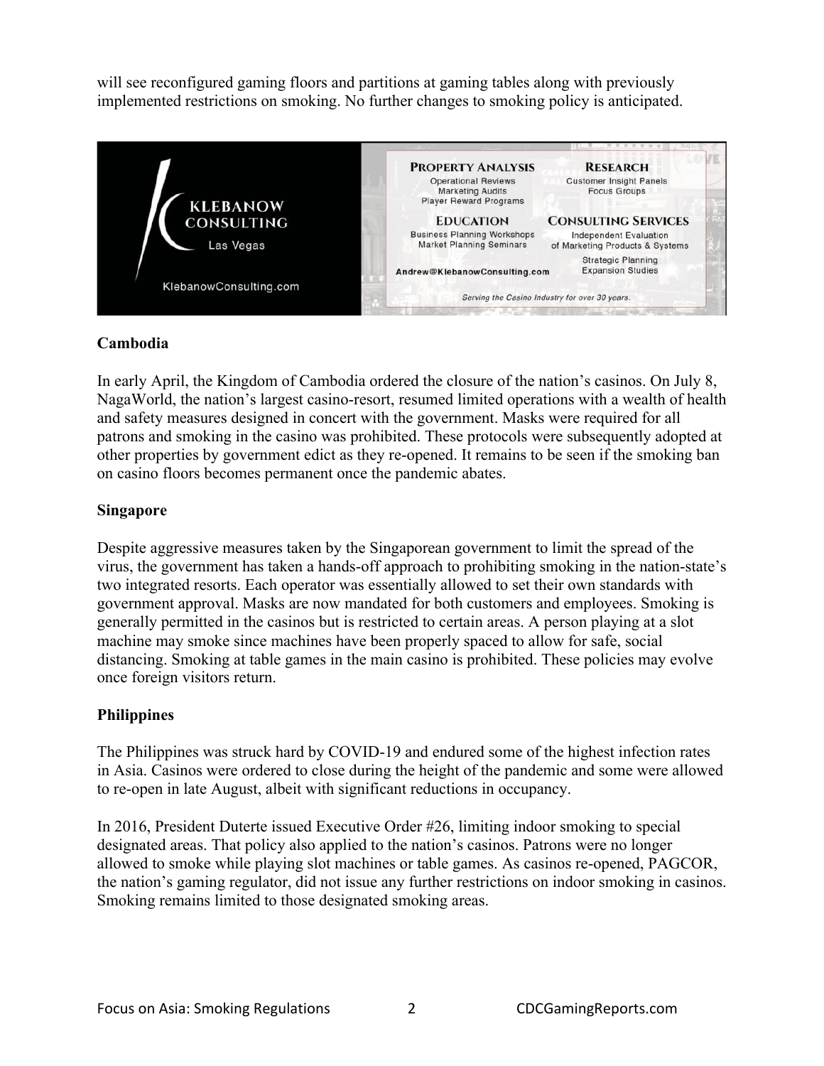will see reconfigured gaming floors and partitions at gaming tables along with previously implemented restrictions on smoking. No further changes to smoking policy is anticipated.

KLEBANOW CONSULTING
Las Vegas
KlebanowConsulting.com

**PROPERTY ANALYSIS**
Operational Reviews
Marketing Audits
Player Reward Programs

**RESEARCH**
Customer Insight Panels
Focus Groups

**EDUCATION**
Business Planning Workshops
Market Planning Seminars

**CONSULTING SERVICES**
Independent Evaluation of Marketing Products & Systems
Strategic Planning
Expansion Studies

Andrew@KlebanowConsulting.com

*Serving the Casino Industry for over 30 years.*

**Cambodia**

In early April, the Kingdom of Cambodia ordered the closure of the nation's casinos. On July 8, NagaWorld, the nation's largest casino-resort, resumed limited operations with a wealth of health and safety measures designed in concert with the government. Masks were required for all patrons and smoking in the casino was prohibited. These protocols were subsequently adopted at other properties by government edict as they re-opened. It remains to be seen if the smoking ban on casino floors becomes permanent once the pandemic abates.

**Singapore**

Despite aggressive measures taken by the Singaporean government to limit the spread of the virus, the government has taken a hands-off approach to prohibiting smoking in the nation-state's two integrated resorts. Each operator was essentially allowed to set their own standards with government approval. Masks are now mandated for both customers and employees. Smoking is generally permitted in the casinos but is restricted to certain areas. A person playing at a slot machine may smoke since machines have been properly spaced to allow for safe, social distancing. Smoking at table games in the main casino is prohibited. These policies may evolve once foreign visitors return.

**Philippines**

The Philippines was struck hard by COVID-19 and endured some of the highest infection rates in Asia. Casinos were ordered to close during the height of the pandemic and some were allowed to re-open in late August, albeit with significant reductions in occupancy.

In 2016, President Duterte issued Executive Order #26, limiting indoor smoking to special designated areas. That policy also applied to the nation's casinos. Patrons were no longer allowed to smoke while playing slot machines or table games. As casinos re-opened, PAGCOR, the nation's gaming regulator, did not issue any further restrictions on indoor smoking in casinos. Smoking remains limited to those designated smoking areas.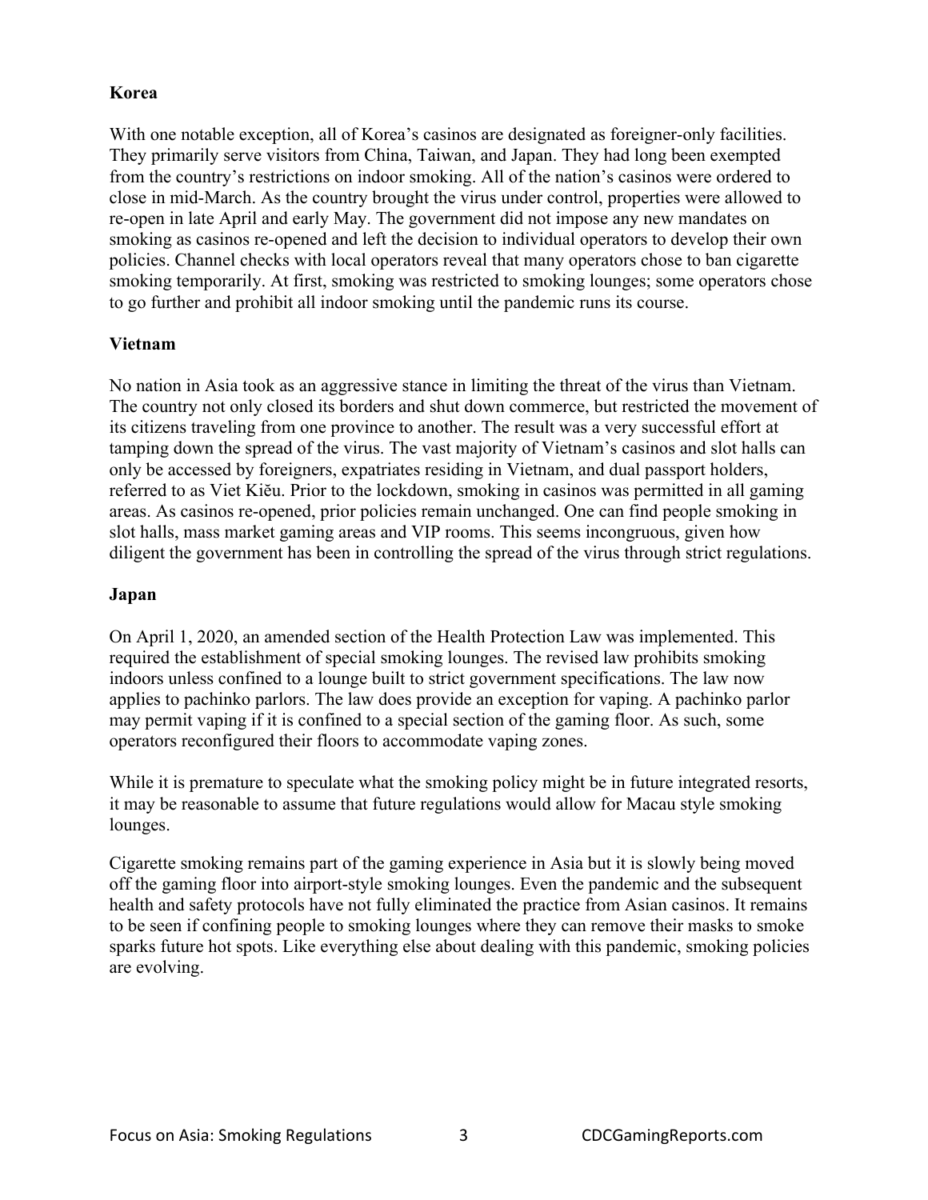**Korea**

With one notable exception, all of Korea's casinos are designated as foreigner-only facilities. They primarily serve visitors from China, Taiwan, and Japan. They had long been exempted from the country's restrictions on indoor smoking. All of the nation's casinos were ordered to close in mid-March. As the country brought the virus under control, properties were allowed to re-open in late April and early May. The government did not impose any new mandates on smoking as casinos re-opened and left the decision to individual operators to develop their own policies. Channel checks with local operators reveal that many operators chose to ban cigarette smoking temporarily. At first, smoking was restricted to smoking lounges; some operators chose to go further and prohibit all indoor smoking until the pandemic runs its course.

**Vietnam**

No nation in Asia took as an aggressive stance in limiting the threat of the virus than Vietnam. The country not only closed its borders and shut down commerce, but restricted the movement of its citizens traveling from one province to another. The result was a very successful effort at tamping down the spread of the virus. The vast majority of Vietnam's casinos and slot halls can only be accessed by foreigners, expatriates residing in Vietnam, and dual passport holders, referred to as Viet Kiều. Prior to the lockdown, smoking in casinos was permitted in all gaming areas. As casinos re-opened, prior policies remain unchanged. One can find people smoking in slot halls, mass market gaming areas and VIP rooms. This seems incongruous, given how diligent the government has been in controlling the spread of the virus through strict regulations.

**Japan**

On April 1, 2020, an amended section of the Health Protection Law was implemented. This required the establishment of special smoking lounges. The revised law prohibits smoking indoors unless confined to a lounge built to strict government specifications. The law now applies to pachinko parlors. The law does provide an exception for vaping. A pachinko parlor may permit vaping if it is confined to a special section of the gaming floor. As such, some operators reconfigured their floors to accommodate vaping zones.

While it is premature to speculate what the smoking policy might be in future integrated resorts, it may be reasonable to assume that future regulations would allow for Macau style smoking lounges.

Cigarette smoking remains part of the gaming experience in Asia but it is slowly being moved off the gaming floor into airport-style smoking lounges. Even the pandemic and the subsequent health and safety protocols have not fully eliminated the practice from Asian casinos. It remains to be seen if confining people to smoking lounges where they can remove their masks to smoke sparks future hot spots. Like everything else about dealing with this pandemic, smoking policies are evolving.